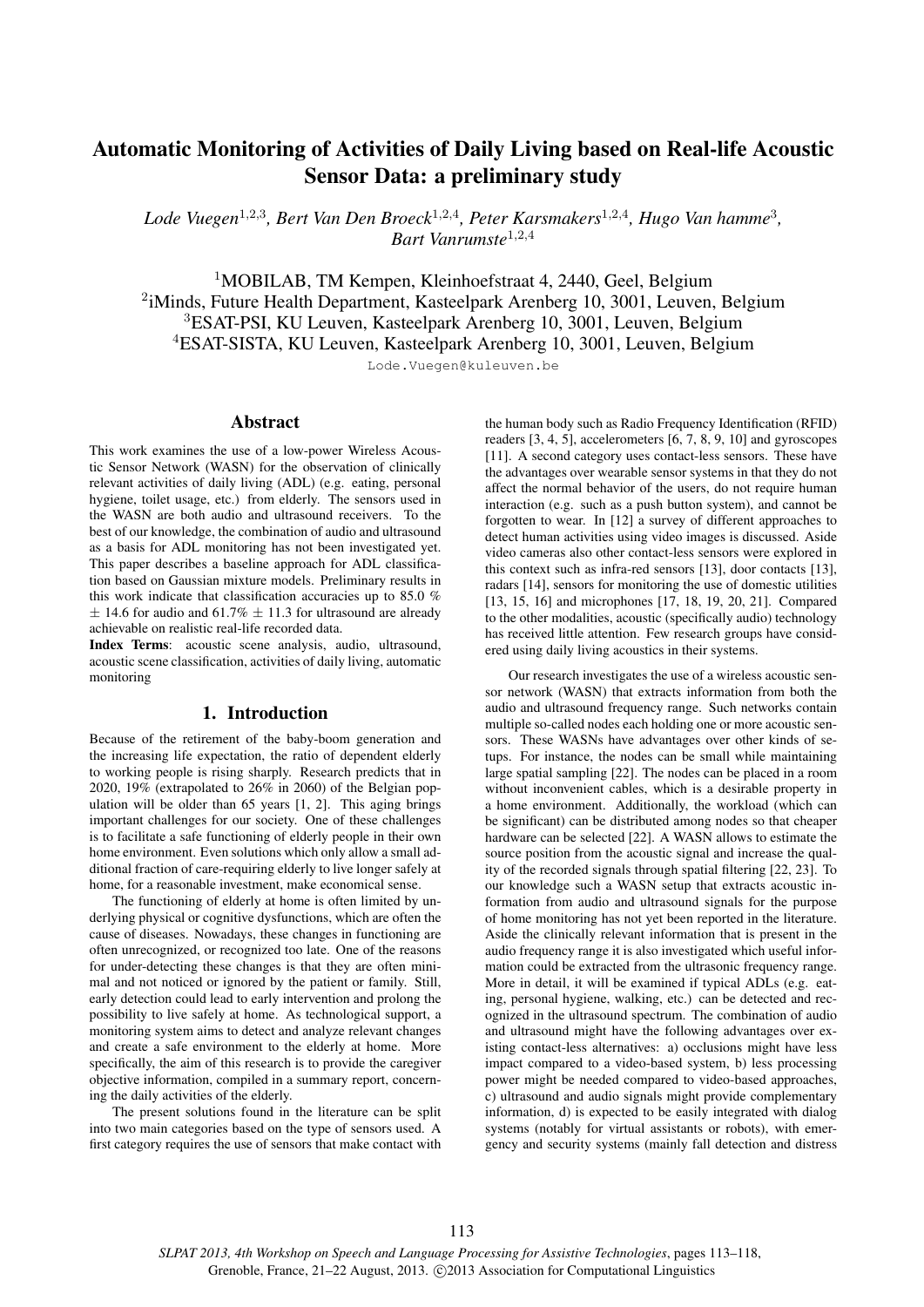# Automatic Monitoring of Activities of Daily Living based on Real-life Acoustic Sensor Data: a preliminary study

*Lode Vuegen*[1,2,3], *Bert Van Den Broeck*[1,2,4], *Peter Karsmakers*[1,2,4], *Hugo Van hamme*[3], *Bart Vanrumste*[1,2,4]

[1]MOBILAB, TM Kempen, Kleinhoefstraat 4, 2440, Geel, Belgium
[2]iMinds, Future Health Department, Kasteelpark Arenberg 10, 3001, Leuven, Belgium
[3]ESAT-PSI, KU Leuven, Kasteelpark Arenberg 10, 3001, Leuven, Belgium
[4]ESAT-SISTA, KU Leuven, Kasteelpark Arenberg 10, 3001, Leuven, Belgium

Lode.Vuegen@kuleuven.be

## Abstract

This work examines the use of a low-power Wireless Acoustic Sensor Network (WASN) for the observation of clinically relevant activities of daily living (ADL) (e.g. eating, personal hygiene, toilet usage, etc.) from elderly. The sensors used in the WASN are both audio and ultrasound receivers. To the best of our knowledge, the combination of audio and ultrasound as a basis for ADL monitoring has not been investigated yet. This paper describes a baseline approach for ADL classification based on Gaussian mixture models. Preliminary results in this work indicate that classification accuracies up to 85.0 % $\pm$ 14.6 for audio and 61.7% $\pm$ 11.3 for ultrasound are already achievable on realistic real-life recorded data.

**Index Terms**: acoustic scene analysis, audio, ultrasound, acoustic scene classification, activities of daily living, automatic monitoring

## 1. Introduction

Because of the retirement of the baby-boom generation and the increasing life expectation, the ratio of dependent elderly to working people is rising sharply. Research predicts that in 2020, 19% (extrapolated to 26% in 2060) of the Belgian population will be older than 65 years [1, 2]. This aging brings important challenges for our society. One of these challenges is to facilitate a safe functioning of elderly people in their own home environment. Even solutions which only allow a small additional fraction of care-requiring elderly to live longer safely at home, for a reasonable investment, make economical sense.

The functioning of elderly at home is often limited by underlying physical or cognitive dysfunctions, which are often the cause of diseases. Nowadays, these changes in functioning are often unrecognized, or recognized too late. One of the reasons for under-detecting these changes is that they are often minimal and not noticed or ignored by the patient or family. Still, early detection could lead to early intervention and prolong the possibility to live safely at home. As technological support, a monitoring system aims to detect and analyze relevant changes and create a safe environment to the elderly at home. More specifically, the aim of this research is to provide the caregiver objective information, compiled in a summary report, concerning the daily activities of the elderly.

The present solutions found in the literature can be split into two main categories based on the type of sensors used. A first category requires the use of sensors that make contact with the human body such as Radio Frequency Identification (RFID) readers [3, 4, 5], accelerometers [6, 7, 8, 9, 10] and gyroscopes [11]. A second category uses contact-less sensors. These have the advantages over wearable sensor systems in that they do not affect the normal behavior of the users, do not require human interaction (e.g. such as a push button system), and cannot be forgotten to wear. In [12] a survey of different approaches to detect human activities using video images is discussed. Aside video cameras also other contact-less sensors were explored in this context such as infra-red sensors [13], door contacts [13], radars [14], sensors for monitoring the use of domestic utilities [13, 15, 16] and microphones [17, 18, 19, 20, 21]. Compared to the other modalities, acoustic (specifically audio) technology has received little attention. Few research groups have considered using daily living acoustics in their systems.

Our research investigates the use of a wireless acoustic sensor network (WASN) that extracts information from both the audio and ultrasound frequency range. Such networks contain multiple so-called nodes each holding one or more acoustic sensors. These WASNs have advantages over other kinds of setups. For instance, the nodes can be small while maintaining large spatial sampling [22]. The nodes can be placed in a room without inconvenient cables, which is a desirable property in a home environment. Additionally, the workload (which can be significant) can be distributed among nodes so that cheaper hardware can be selected [22]. A WASN allows to estimate the source position from the acoustic signal and increase the quality of the recorded signals through spatial filtering [22, 23]. To our knowledge such a WASN setup that extracts acoustic information from audio and ultrasound signals for the purpose of home monitoring has not yet been reported in the literature. Aside the clinically relevant information that is present in the audio frequency range it is also investigated which useful information could be extracted from the ultrasonic frequency range. More in detail, it will be examined if typical ADLs (e.g. eating, personal hygiene, walking, etc.) can be detected and recognized in the ultrasound spectrum. The combination of audio and ultrasound might have the following advantages over existing contact-less alternatives: a) occlusions might have less impact compared to a video-based system, b) less processing power might be needed compared to video-based approaches, c) ultrasound and audio signals might provide complementary information, d) is expected to be easily integrated with dialog systems (notably for virtual assistants or robots), with emergency and security systems (mainly fall detection and distress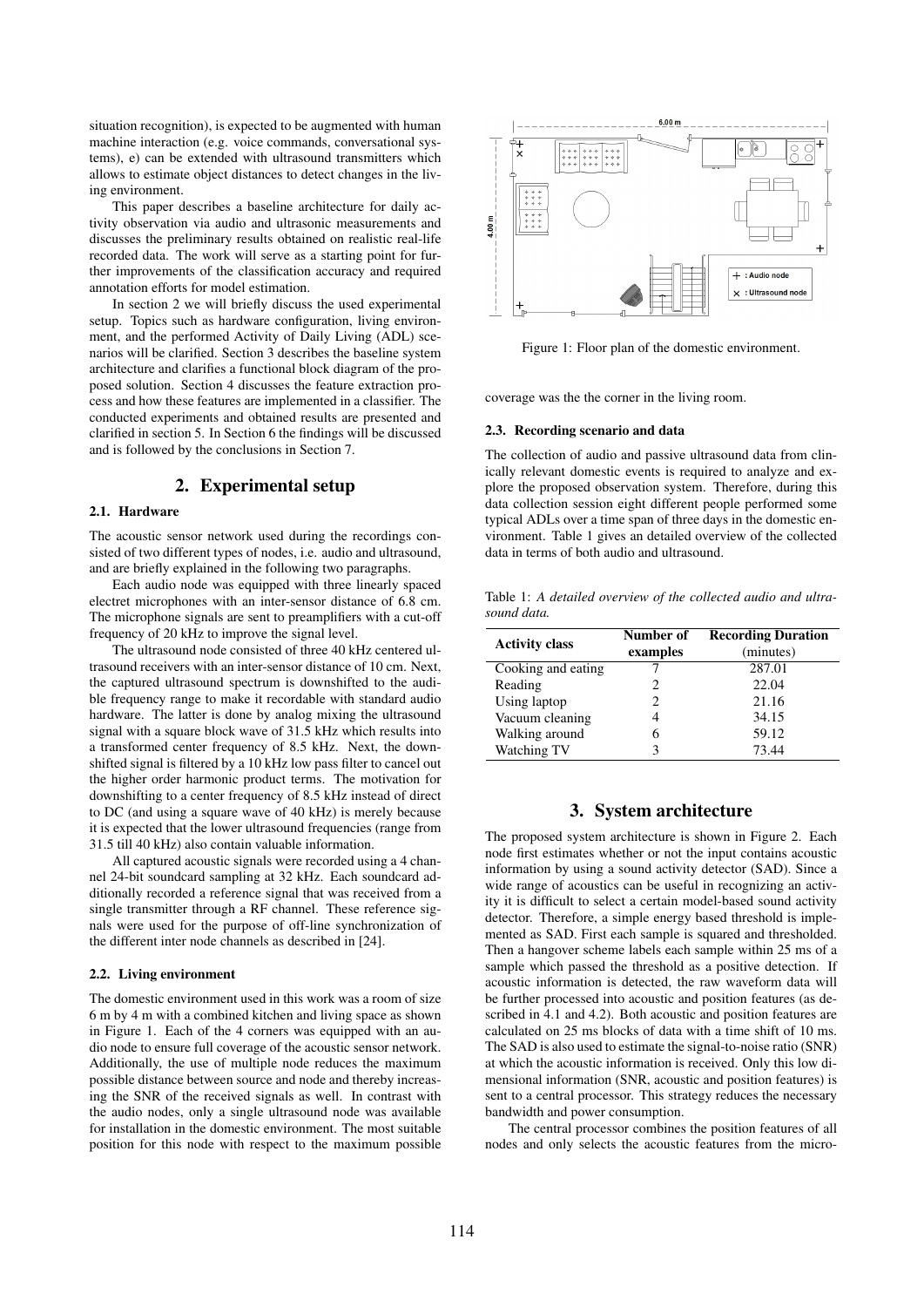situation recognition), is expected to be augmented with human machine interaction (e.g. voice commands, conversational systems), e) can be extended with ultrasound transmitters which allows to estimate object distances to detect changes in the living environment.

This paper describes a baseline architecture for daily activity observation via audio and ultrasonic measurements and discusses the preliminary results obtained on realistic real-life recorded data. The work will serve as a starting point for further improvements of the classification accuracy and required annotation efforts for model estimation.

In section 2 we will briefly discuss the used experimental setup. Topics such as hardware configuration, living environment, and the performed Activity of Daily Living (ADL) scenarios will be clarified. Section 3 describes the baseline system architecture and clarifies a functional block diagram of the proposed solution. Section 4 discusses the feature extraction process and how these features are implemented in a classifier. The conducted experiments and obtained results are presented and clarified in section 5. In Section 6 the findings will be discussed and is followed by the conclusions in Section 7.

## 2. Experimental setup

### 2.1. Hardware

The acoustic sensor network used during the recordings consisted of two different types of nodes, i.e. audio and ultrasound, and are briefly explained in the following two paragraphs.

Each audio node was equipped with three linearly spaced electret microphones with an inter-sensor distance of 6.8 cm. The microphone signals are sent to preamplifiers with a cut-off frequency of 20 kHz to improve the signal level.

The ultrasound node consisted of three 40 kHz centered ultrasound receivers with an inter-sensor distance of 10 cm. Next, the captured ultrasound spectrum is downshifted to the audible frequency range to make it recordable with standard audio hardware. The latter is done by analog mixing the ultrasound signal with a square block wave of 31.5 kHz which results into a transformed center frequency of 8.5 kHz. Next, the downshifted signal is filtered by a 10 kHz low pass filter to cancel out the higher order harmonic product terms. The motivation for downshifting to a center frequency of 8.5 kHz instead of direct to DC (and using a square wave of 40 kHz) is merely because it is expected that the lower ultrasound frequencies (range from 31.5 till 40 kHz) also contain valuable information.

All captured acoustic signals were recorded using a 4 channel 24-bit soundcard sampling at 32 kHz. Each soundcard additionally recorded a reference signal that was received from a single transmitter through a RF channel. These reference signals were used for the purpose of off-line synchronization of the different inter node channels as described in [24].

### 2.2. Living environment

The domestic environment used in this work was a room of size 6 m by 4 m with a combined kitchen and living space as shown in Figure 1. Each of the 4 corners was equipped with an audio node to ensure full coverage of the acoustic sensor network. Additionally, the use of multiple node reduces the maximum possible distance between source and node and thereby increasing the SNR of the received signals as well. In contrast with the audio nodes, only a single ultrasound node was available for installation in the domestic environment. The most suitable position for this node with respect to the maximum possible coverage was the the corner in the living room.

Figure 1: Floor plan of the domestic environment.

### 2.3. Recording scenario and data

The collection of audio and passive ultrasound data from clinically relevant domestic events is required to analyze and explore the proposed observation system. Therefore, during this data collection session eight different people performed some typical ADLs over a time span of three days in the domestic environment. Table 1 gives an detailed overview of the collected data in terms of both audio and ultrasound.

Table 1: *A detailed overview of the collected audio and ultrasound data.*

| Activity class | Number of examples | Recording Duration (minutes) |
|---|---|---|
| Cooking and eating | 7 | 287.01 |
| Reading | 2 | 22.04 |
| Using laptop | 2 | 21.16 |
| Vacuum cleaning | 4 | 34.15 |
| Walking around | 6 | 59.12 |
| Watching TV | 3 | 73.44 |

## 3. System architecture

The proposed system architecture is shown in Figure 2. Each node first estimates whether or not the input contains acoustic information by using a sound activity detector (SAD). Since a wide range of acoustics can be useful in recognizing an activity it is difficult to select a certain model-based sound activity detector. Therefore, a simple energy based threshold is implemented as SAD. First each sample is squared and thresholded. Then a hangover scheme labels each sample within 25 ms of a sample which passed the threshold as a positive detection. If acoustic information is detected, the raw waveform data will be further processed into acoustic and position features (as described in 4.1 and 4.2). Both acoustic and position features are calculated on 25 ms blocks of data with a time shift of 10 ms. The SAD is also used to estimate the signal-to-noise ratio (SNR) at which the acoustic information is received. Only this low dimensional information (SNR, acoustic and position features) is sent to a central processor. This strategy reduces the necessary bandwidth and power consumption.

The central processor combines the position features of all nodes and only selects the acoustic features from the micro-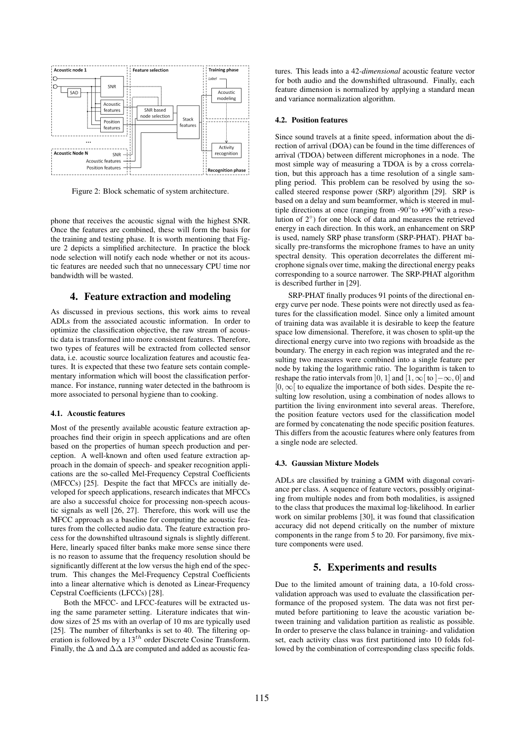Figure 2: Block schematic of system architecture.

phone that receives the acoustic signal with the highest SNR. Once the features are combined, these will form the basis for the training and testing phase. It is worth mentioning that Figure 2 depicts a simplified architecture. In practice the block node selection will notify each node whether or not its acoustic features are needed such that no unnecessary CPU time nor bandwidth will be wasted.

## 4. Feature extraction and modeling

As discussed in previous sections, this work aims to reveal ADLs from the associated acoustic information. In order to optimize the classification objective, the raw stream of acoustic data is transformed into more consistent features. Therefore, two types of features will be extracted from collected sensor data, i.e. acoustic source localization features and acoustic features. It is expected that these two feature sets contain complementary information which will boost the classification performance. For instance, running water detected in the bathroom is more associated to personal hygiene than to cooking.

### 4.1. Acoustic features

Most of the presently available acoustic feature extraction approaches find their origin in speech applications and are often based on the properties of human speech production and perception. A well-known and often used feature extraction approach in the domain of speech- and speaker recognition applications are the so-called Mel-Frequency Cepstral Coefficients (MFCCs) [25]. Despite the fact that MFCCs are initially developed for speech applications, research indicates that MFCCs are also a successful choice for processing non-speech acoustic signals as well [26, 27]. Therefore, this work will use the MFCC approach as a baseline for computing the acoustic features from the collected audio data. The feature extraction process for the downshifted ultrasound signals is slightly different. Here, linearly spaced filter banks make more sense since there is no reason to assume that the frequency resolution should be significantly different at the low versus the high end of the spectrum. This changes the Mel-Frequency Cepstral Coefficients into a linear alternative which is denoted as Linear-Frequency Cepstral Coefficients (LFCCs) [28].

Both the MFCC- and LFCC-features will be extracted using the same parameter setting. Literature indicates that window sizes of 25 ms with an overlap of 10 ms are typically used [25]. The number of filterbanks is set to 40. The filtering operation is followed by a $13^{th}$ order Discrete Cosine Transform. Finally, the $\Delta$ and $\Delta\Delta$ are computed and added as acoustic features. This leads into a 42-*dimensional* acoustic feature vector for both audio and the downshifted ultrasound. Finally, each feature dimension is normalized by applying a standard mean and variance normalization algorithm.

### 4.2. Position features

Since sound travels at a finite speed, information about the direction of arrival (DOA) can be found in the time differences of arrival (TDOA) between different microphones in a node. The most simple way of measuring a TDOA is by a cross correlation, but this approach has a time resolution of a single sampling period. This problem can be resolved by using the so-called steered response power (SRP) algorithm [29]. SRP is based on a delay and sum beamformer, which is steered in multiple directions at once (ranging from -90°to +90°with a resolution of 2°) for one block of data and measures the retrieved energy in each direction. In this work, an enhancement on SRP is used, namely SRP phase transform (SRP-PHAT). PHAT basically pre-transforms the microphone frames to have an unity spectral density. This operation decorrelates the different microphone signals over time, making the directional energy peaks corresponding to a source narrower. The SRP-PHAT algorithm is described further in [29].

SRP-PHAT finally produces 91 points of the directional energy curve per node. These points were not directly used as features for the classification model. Since only a limited amount of training data was available it is desirable to keep the feature space low dimensional. Therefore, it was chosen to split-up the directional energy curve into two regions with broadside as the boundary. The energy in each region was integrated and the resulting two measures were combined into a single feature per node by taking the logarithmic ratio. The logarithm is taken to reshape the ratio intervals from $]0, 1]$ and $[1, \infty[$ to $]-\infty, 0]$ and $[0, \infty[$ to equalize the importance of both sides. Despite the resulting low resolution, using a combination of nodes allows to partition the living environment into several areas. Therefore, the position feature vectors used for the classification model are formed by concatenating the node specific position features. This differs from the acoustic features where only features from a single node are selected.

### 4.3. Gaussian Mixture Models

ADLs are classified by training a GMM with diagonal covariance per class. A sequence of feature vectors, possibly originating from multiple nodes and from both modalities, is assigned to the class that produces the maximal log-likelihood. In earlier work on similar problems [30], it was found that classification accuracy did not depend critically on the number of mixture components in the range from 5 to 20. For parsimony, five mixture components were used.

## 5. Experiments and results

Due to the limited amount of training data, a 10-fold cross-validation approach was used to evaluate the classification performance of the proposed system. The data was not first permuted before partitioning to leave the acoustic variation between training and validation partition as realistic as possible. In order to preserve the class balance in training- and validation set, each activity class was first partitioned into 10 folds followed by the combination of corresponding class specific folds.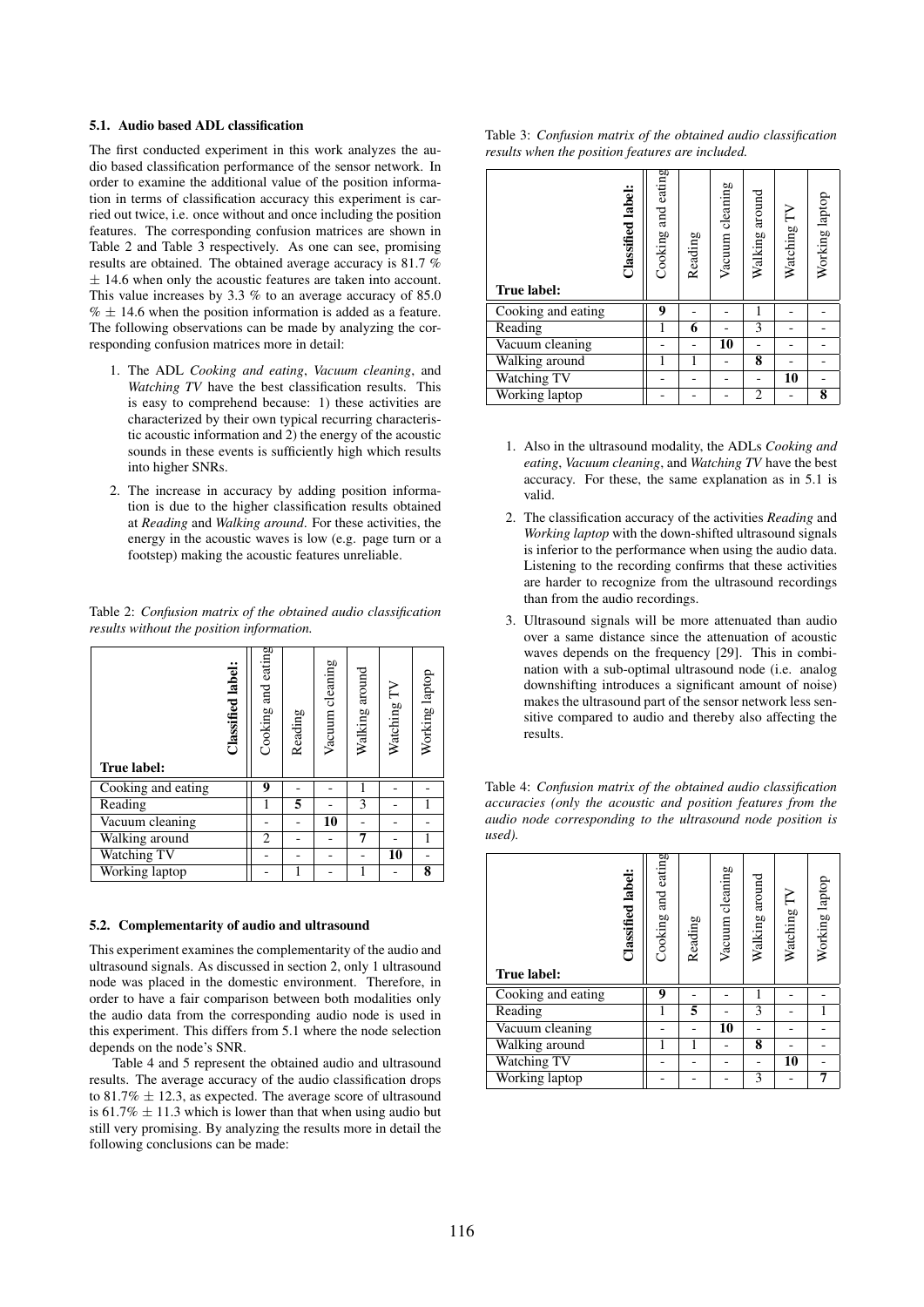### 5.1. Audio based ADL classification

The first conducted experiment in this work analyzes the audio based classification performance of the sensor network. In order to examine the additional value of the position information in terms of classification accuracy this experiment is carried out twice, i.e. once without and once including the position features. The corresponding confusion matrices are shown in Table 2 and Table 3 respectively. As one can see, promising results are obtained. The obtained average accuracy is 81.7 % $\pm$ 14.6 when only the acoustic features are taken into account. This value increases by 3.3 % to an average accuracy of 85.0 % $\pm$ 14.6 when the position information is added as a feature. The following observations can be made by analyzing the corresponding confusion matrices more in detail:

1. The ADL *Cooking and eating*, *Vacuum cleaning*, and *Watching TV* have the best classification results. This is easy to comprehend because: 1) these activities are characterized by their own typical recurring characteristic acoustic information and 2) the energy of the acoustic sounds in these events is sufficiently high which results into higher SNRs.
2. The increase in accuracy by adding position information is due to the higher classification results obtained at *Reading* and *Walking around*. For these activities, the energy in the acoustic waves is low (e.g. page turn or a footstep) making the acoustic features unreliable.

Table 2: *Confusion matrix of the obtained audio classification results without the position information.*

| **True label:** / **Classified label:** | Cooking and eating | Reading | Vacuum cleaning | Walking around | Watching TV | Working laptop |
|---|---|---|---|---|---|---|
| Cooking and eating | **9** | - | - | 1 | - | - |
| Reading | 1 | **5** | - | 3 | - | 1 |
| Vacuum cleaning | - | - | **10** | - | - | - |
| Walking around | 2 | - | - | **7** | - | 1 |
| Watching TV | - | - | - | - | **10** | - |
| Working laptop | - | 1 | - | 1 | - | **8** |

### 5.2. Complementarity of audio and ultrasound

This experiment examines the complementarity of the audio and ultrasound signals. As discussed in section 2, only 1 ultrasound node was placed in the domestic environment. Therefore, in order to have a fair comparison between both modalities only the audio data from the corresponding audio node is used in this experiment. This differs from 5.1 where the node selection depends on the node's SNR.

Table 4 and 5 represent the obtained audio and ultrasound results. The average accuracy of the audio classification drops to 81.7% $\pm$ 12.3, as expected. The average score of ultrasound is 61.7% $\pm$ 11.3 which is lower than that when using audio but still very promising. By analyzing the results more in detail the following conclusions can be made:

Table 3: *Confusion matrix of the obtained audio classification results when the position features are included.*

| **True label:** / **Classified label:** | Cooking and eating | Reading | Vacuum cleaning | Walking around | Watching TV | Working laptop |
|---|---|---|---|---|---|---|
| Cooking and eating | **9** | - | - | 1 | - | - |
| Reading | 1 | **6** | - | 3 | - | - |
| Vacuum cleaning | - | - | **10** | - | - | - |
| Walking around | 1 | 1 | - | **8** | - | - |
| Watching TV | - | - | - | - | **10** | - |
| Working laptop | - | - | - | 2 | - | **8** |

1. Also in the ultrasound modality, the ADLs *Cooking and eating*, *Vacuum cleaning*, and *Watching TV* have the best accuracy. For these, the same explanation as in 5.1 is valid.
2. The classification accuracy of the activities *Reading* and *Working laptop* with the down-shifted ultrasound signals is inferior to the performance when using the audio data. Listening to the recording confirms that these activities are harder to recognize from the ultrasound recordings than from the audio recordings.
3. Ultrasound signals will be more attenuated than audio over a same distance since the attenuation of acoustic waves depends on the frequency [29]. This in combination with a sub-optimal ultrasound node (i.e. analog downshifting introduces a significant amount of noise) makes the ultrasound part of the sensor network less sensitive compared to audio and thereby also affecting the results.

Table 4: *Confusion matrix of the obtained audio classification accuracies (only the acoustic and position features from the audio node corresponding to the ultrasound node position is used).*

| **True label:** / **Classified label:** | Cooking and eating | Reading | Vacuum cleaning | Walking around | Watching TV | Working laptop |
|---|---|---|---|---|---|---|
| Cooking and eating | **9** | - | - | 1 | - | - |
| Reading | 1 | **5** | - | 3 | - | 1 |
| Vacuum cleaning | - | - | **10** | - | - | - |
| Walking around | 1 | 1 | - | **8** | - | - |
| Watching TV | - | - | - | - | **10** | - |
| Working laptop | - | - | - | 3 | - | **7** |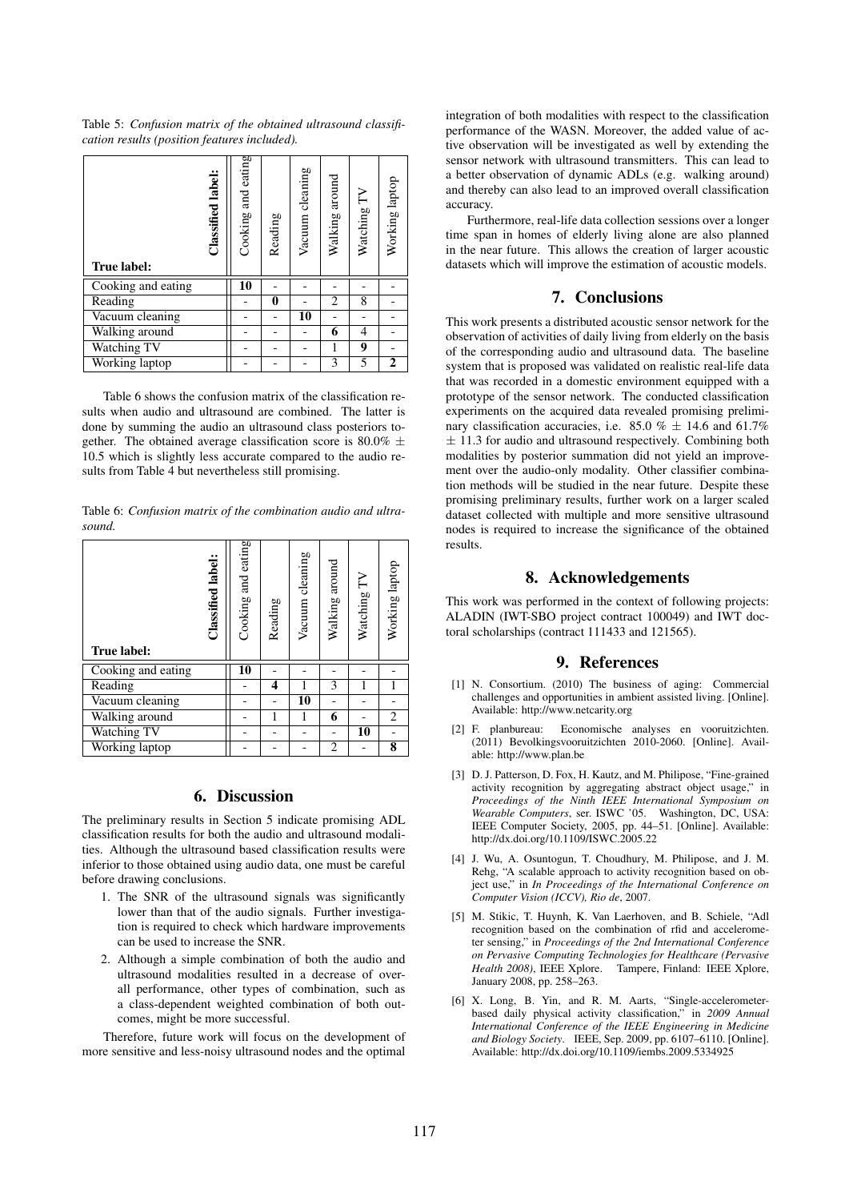Table 5: *Confusion matrix of the obtained ultrasound classification results (position features included).*

| True label: \ Classified label: | Cooking and eating | Reading | Vacuum cleaning | Walking around | Watching TV | Working laptop |
|---|---|---|---|---|---|---|
| Cooking and eating | **10** | - | - | - | - | - |
| Reading | - | **0** | - | 2 | 8 | - |
| Vacuum cleaning | - | - | **10** | - | - | - |
| Walking around | - | - | - | **6** | 4 | - |
| Watching TV | - | - | - | 1 | **9** | - |
| Working laptop | - | - | - | 3 | 5 | **2** |

Table 6 shows the confusion matrix of the classification results when audio and ultrasound are combined. The latter is done by summing the audio an ultrasound class posteriors together. The obtained average classification score is 80.0% $\pm$ 10.5 which is slightly less accurate compared to the audio results from Table 4 but nevertheless still promising.

Table 6: *Confusion matrix of the combination audio and ultrasound.*

| True label: \ Classified label: | Cooking and eating | Reading | Vacuum cleaning | Walking around | Watching TV | Working laptop |
|---|---|---|---|---|---|---|
| Cooking and eating | **10** | - | - | - | - | - |
| Reading | - | **4** | 1 | 3 | 1 | 1 |
| Vacuum cleaning | - | - | **10** | - | - | - |
| Walking around | - | 1 | 1 | **6** | - | 2 |
| Watching TV | - | - | - | - | **10** | - |
| Working laptop | - | - | - | 2 | - | **8** |

## 6. Discussion

The preliminary results in Section 5 indicate promising ADL classification results for both the audio and ultrasound modalities. Although the ultrasound based classification results were inferior to those obtained using audio data, one must be careful before drawing conclusions.

1. The SNR of the ultrasound signals was significantly lower than that of the audio signals. Further investigation is required to check which hardware improvements can be used to increase the SNR.
2. Although a simple combination of both the audio and ultrasound modalities resulted in a decrease of overall performance, other types of combination, such as a class-dependent weighted combination of both outcomes, might be more successful.

Therefore, future work will focus on the development of more sensitive and less-noisy ultrasound nodes and the optimal integration of both modalities with respect to the classification performance of the WASN. Moreover, the added value of active observation will be investigated as well by extending the sensor network with ultrasound transmitters. This can lead to a better observation of dynamic ADLs (e.g. walking around) and thereby can also lead to an improved overall classification accuracy.

Furthermore, real-life data collection sessions over a longer time span in homes of elderly living alone are also planned in the near future. This allows the creation of larger acoustic datasets which will improve the estimation of acoustic models.

## 7. Conclusions

This work presents a distributed acoustic sensor network for the observation of activities of daily living from elderly on the basis of the corresponding audio and ultrasound data. The baseline system that is proposed was validated on realistic real-life data that was recorded in a domestic environment equipped with a prototype of the sensor network. The conducted classification experiments on the acquired data revealed promising preliminary classification accuracies, i.e. 85.0 % $\pm$ 14.6 and 61.7% $\pm$ 11.3 for audio and ultrasound respectively. Combining both modalities by posterior summation did not yield an improvement over the audio-only modality. Other classifier combination methods will be studied in the near future. Despite these promising preliminary results, further work on a larger scaled dataset collected with multiple and more sensitive ultrasound nodes is required to increase the significance of the obtained results.

## 8. Acknowledgements

This work was performed in the context of following projects: ALADIN (IWT-SBO project contract 100049) and IWT doctoral scholarships (contract 111433 and 121565).

## 9. References

[1] N. Consortium. (2010) The business of aging: Commercial challenges and opportunities in ambient assisted living. [Online]. Available: http://www.netcarity.org

[2] F. planbureau: Economische analyses en vooruitzichten. (2011) Bevolkingsvooruitzichten 2010-2060. [Online]. Available: http://www.plan.be

[3] D. J. Patterson, D. Fox, H. Kautz, and M. Philipose, "Fine-grained activity recognition by aggregating abstract object usage," in *Proceedings of the Ninth IEEE International Symposium on Wearable Computers*, ser. ISWC '05. Washington, DC, USA: IEEE Computer Society, 2005, pp. 44–51. [Online]. Available: http://dx.doi.org/10.1109/ISWC.2005.22

[4] J. Wu, A. Osuntogun, T. Choudhury, M. Philipose, and J. M. Rehg, "A scalable approach to activity recognition based on object use," in *In Proceedings of the International Conference on Computer Vision (ICCV), Rio de*, 2007.

[5] M. Stikic, T. Huynh, K. Van Laerhoven, and B. Schiele, "Adl recognition based on the combination of rfid and accelerometer sensing," in *Proceedings of the 2nd International Conference on Pervasive Computing Technologies for Healthcare (Pervasive Health 2008)*, IEEE Xplore. Tampere, Finland: IEEE Xplore, January 2008, pp. 258–263.

[6] X. Long, B. Yin, and R. M. Aarts, "Single-accelerometer-based daily physical activity classification," in *2009 Annual International Conference of the IEEE Engineering in Medicine and Biology Society*. IEEE, Sep. 2009, pp. 6107–6110. [Online]. Available: http://dx.doi.org/10.1109/iembs.2009.5334925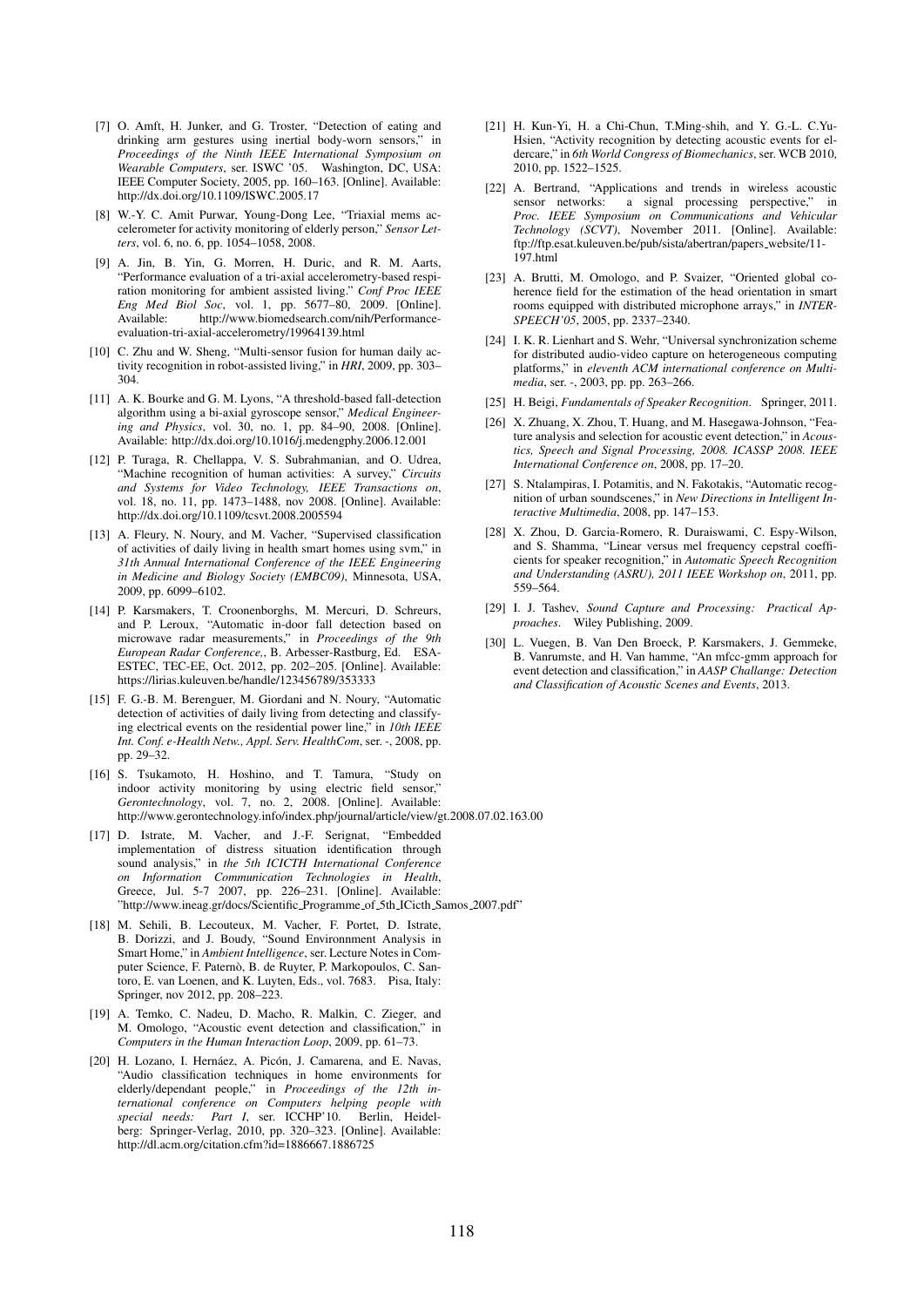[7] O. Amft, H. Junker, and G. Troster, "Detection of eating and drinking arm gestures using inertial body-worn sensors," in *Proceedings of the Ninth IEEE International Symposium on Wearable Computers*, ser. ISWC '05. Washington, DC, USA: IEEE Computer Society, 2005, pp. 160–163. [Online]. Available: http://dx.doi.org/10.1109/ISWC.2005.17

[8] W.-Y. C. Amit Purwar, Young-Dong Lee, "Triaxial mems accelerometer for activity monitoring of elderly person," *Sensor Letters*, vol. 6, no. 6, pp. 1054–1058, 2008.

[9] A. Jin, B. Yin, G. Morren, H. Duric, and R. M. Aarts, "Performance evaluation of a tri-axial accelerometry-based respiration monitoring for ambient assisted living." *Conf Proc IEEE Eng Med Biol Soc*, vol. 1, pp. 5677–80, 2009. [Online]. Available: http://www.biomedsearch.com/nih/Performance-evaluation-tri-axial-accelerometry/19964139.html

[10] C. Zhu and W. Sheng, "Multi-sensor fusion for human daily activity recognition in robot-assisted living," in *HRI*, 2009, pp. 303–304.

[11] A. K. Bourke and G. M. Lyons, "A threshold-based fall-detection algorithm using a bi-axial gyroscope sensor," *Medical Engineering and Physics*, vol. 30, no. 1, pp. 84–90, 2008. [Online]. Available: http://dx.doi.org/10.1016/j.medengphy.2006.12.001

[12] P. Turaga, R. Chellappa, V. S. Subrahmanian, and O. Udrea, "Machine recognition of human activities: A survey," *Circuits and Systems for Video Technology, IEEE Transactions on*, vol. 18, no. 11, pp. 1473–1488, nov 2008. [Online]. Available: http://dx.doi.org/10.1109/tcsvt.2008.2005594

[13] A. Fleury, N. Noury, and M. Vacher, "Supervised classification of activities of daily living in health smart homes using svm," in *31th Annual International Conference of the IEEE Engineering in Medicine and Biology Society (EMBC09)*, Minnesota, USA, 2009, pp. 6099–6102.

[14] P. Karsmakers, T. Croonenborghs, M. Mercuri, D. Schreurs, and P. Leroux, "Automatic in-door fall detection based on microwave radar measurements," in *Proceedings of the 9th European Radar Conference,*, B. Arbesser-Rastburg, Ed. ESA-ESTEC, TEC-EE, Oct. 2012, pp. 202–205. [Online]. Available: https://lirias.kuleuven.be/handle/123456789/353333

[15] F. G.-B. M. Berenguer, M. Giordani and N. Noury, "Automatic detection of activities of daily living from detecting and classifying electrical events on the residential power line," in *10th IEEE Int. Conf. e-Health Netw., Appl. Serv. HealthCom*, ser. -, 2008, pp. pp. 29–32.

[16] S. Tsukamoto, H. Hoshino, and T. Tamura, "Study on indoor activity monitoring by using electric field sensor," *Gerontechnology*, vol. 7, no. 2, 2008. [Online]. Available: http://www.gerontechnology.info/index.php/journal/article/view/gt.2008.07.02.163.00

[17] D. Istrate, M. Vacher, and J.-F. Serignat, "Embedded implementation of distress situation identification through sound analysis," in *the 5th ICICTH International Conference on Information Communication Technologies in Health*, Greece, Jul. 5-7 2007, pp. 226–231. [Online]. Available: "http://www.ineag.gr/docs/Scientific_Programme_of_5th_ICicth_Samos_2007.pdf"

[18] M. Sehili, B. Lecouteux, M. Vacher, F. Portet, D. Istrate, B. Dorizzi, and J. Boudy, "Sound Environnment Analysis in Smart Home," in *Ambient Intelligence*, ser. Lecture Notes in Computer Science, F. Paternò, B. de Ruyter, P. Markopoulos, C. Santoro, E. van Loenen, and K. Luyten, Eds., vol. 7683. Pisa, Italy: Springer, nov 2012, pp. 208–223.

[19] A. Temko, C. Nadeu, D. Macho, R. Malkin, C. Zieger, and M. Omologo, "Acoustic event detection and classification," in *Computers in the Human Interaction Loop*, 2009, pp. 61–73.

[20] H. Lozano, I. Hernáez, A. Picón, J. Camarena, and E. Navas, "Audio classification techniques in home environments for elderly/dependant people," in *Proceedings of the 12th international conference on Computers helping people with special needs: Part I*, ser. ICCHP'10. Berlin, Heidelberg: Springer-Verlag, 2010, pp. 320–323. [Online]. Available: http://dl.acm.org/citation.cfm?id=1886667.1886725

[21] H. Kun-Yi, H. a Chi-Chun, T.Ming-shih, and Y. G.-L. C.Yu-Hsien, "Activity recognition by detecting acoustic events for eldercare," in *6th World Congress of Biomechanics*, ser. WCB 2010, 2010, pp. 1522–1525.

[22] A. Bertrand, "Applications and trends in wireless acoustic sensor networks: a signal processing perspective," in *Proc. IEEE Symposium on Communications and Vehicular Technology (SCVT)*, November 2011. [Online]. Available: ftp://ftp.esat.kuleuven.be/pub/sista/abertran/papers_website/11-197.html

[23] A. Brutti, M. Omologo, and P. Svaizer, "Oriented global coherence field for the estimation of the head orientation in smart rooms equipped with distributed microphone arrays," in *INTERSPEECH'05*, 2005, pp. 2337–2340.

[24] I. K. R. Lienhart and S. Wehr, "Universal synchronization scheme for distributed audio-video capture on heterogeneous computing platforms," in *eleventh ACM international conference on Multimedia*, ser. -, 2003, pp. pp. 263–266.

[25] H. Beigi, *Fundamentals of Speaker Recognition*. Springer, 2011.

[26] X. Zhuang, X. Zhou, T. Huang, and M. Hasegawa-Johnson, "Feature analysis and selection for acoustic event detection," in *Acoustics, Speech and Signal Processing, 2008. ICASSP 2008. IEEE International Conference on*, 2008, pp. 17–20.

[27] S. Ntalampiras, I. Potamitis, and N. Fakotakis, "Automatic recognition of urban soundscenes," in *New Directions in Intelligent Interactive Multimedia*, 2008, pp. 147–153.

[28] X. Zhou, D. Garcia-Romero, R. Duraiswami, C. Espy-Wilson, and S. Shamma, "Linear versus mel frequency cepstral coefficients for speaker recognition," in *Automatic Speech Recognition and Understanding (ASRU), 2011 IEEE Workshop on*, 2011, pp. 559–564.

[29] I. J. Tashev, *Sound Capture and Processing: Practical Approaches*. Wiley Publishing, 2009.

[30] L. Vuegen, B. Van Den Broeck, P. Karsmakers, J. Gemmeke, B. Vanrumste, and H. Van hamme, "An mfcc-gmm approach for event detection and classification," in *AASP Challange: Detection and Classification of Acoustic Scenes and Events*, 2013.